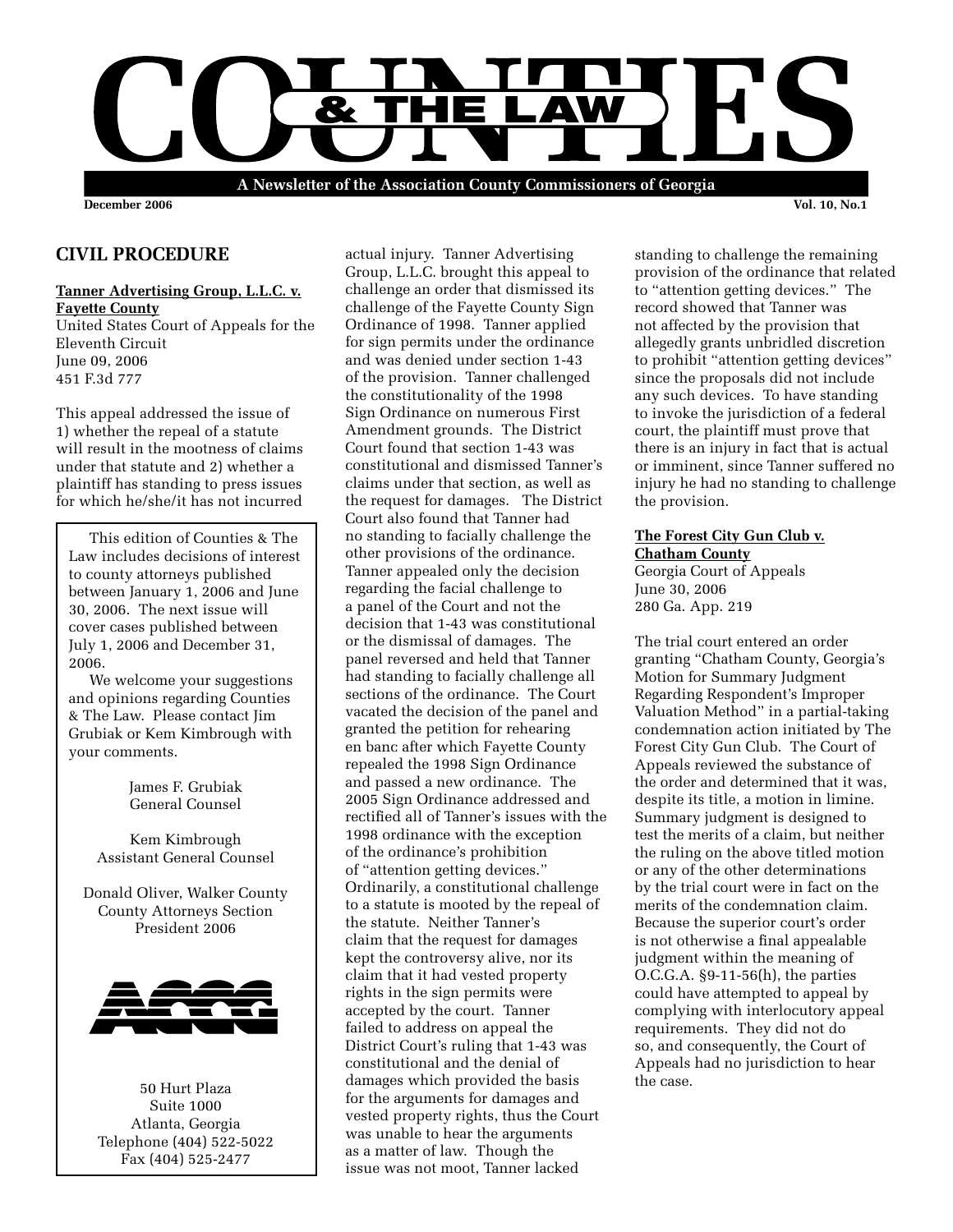# COUNTIES & THE LAW

**A Newsletter of the Association County Commissioners of Georgia**

**December 2006** **Vol. 10, No.1**

## CIVIL PROCEDURE

**Tanner Advertising Group, L.L.C. v. Fayette County**
United States Court of Appeals for the Eleventh Circuit
June 09, 2006
451 F.3d 777

This appeal addressed the issue of 1) whether the repeal of a statute will result in the mootness of claims under that statute and 2) whether a plaintiff has standing to press issues for which he/she/it has not incurred actual injury. Tanner Advertising Group, L.L.C. brought this appeal to challenge an order that dismissed its challenge of the Fayette County Sign Ordinance of 1998. Tanner applied for sign permits under the ordinance and was denied under section 1-43 of the provision. Tanner challenged the constitutionality of the 1998 Sign Ordinance on numerous First Amendment grounds. The District Court found that section 1-43 was constitutional and dismissed Tanner's claims under that section, as well as the request for damages. The District Court also found that Tanner had no standing to facially challenge the other provisions of the ordinance. Tanner appealed only the decision regarding the facial challenge to a panel of the Court and not the decision that 1-43 was constitutional or the dismissal of damages. The panel reversed and held that Tanner had standing to facially challenge all sections of the ordinance. The Court vacated the decision of the panel and granted the petition for rehearing en banc after which Fayette County repealed the 1998 Sign Ordinance and passed a new ordinance. The 2005 Sign Ordinance addressed and rectified all of Tanner's issues with the 1998 ordinance with the exception of the ordinance's prohibition of "attention getting devices." Ordinarily, a constitutional challenge to a statute is mooted by the repeal of the statute. Neither Tanner's claim that the request for damages kept the controversy alive, nor its claim that it had vested property rights in the sign permits were accepted by the court. Tanner failed to address on appeal the District Court's ruling that 1-43 was constitutional and the denial of damages which provided the basis for the arguments for damages and vested property rights, thus the Court was unable to hear the arguments as a matter of law. Though the issue was not moot, Tanner lacked standing to challenge the remaining provision of the ordinance that related to "attention getting devices." The record showed that Tanner was not affected by the provision that allegedly grants unbridled discretion to prohibit "attention getting devices" since the proposals did not include any such devices. To have standing to invoke the jurisdiction of a federal court, the plaintiff must prove that there is an injury in fact that is actual or imminent, since Tanner suffered no injury he had no standing to challenge the provision.

**The Forest City Gun Club v. Chatham County**
Georgia Court of Appeals
June 30, 2006
280 Ga. App. 219

The trial court entered an order granting "Chatham County, Georgia's Motion for Summary Judgment Regarding Respondent's Improper Valuation Method" in a partial-taking condemnation action initiated by The Forest City Gun Club. The Court of Appeals reviewed the substance of the order and determined that it was, despite its title, a motion in limine. Summary judgment is designed to test the merits of a claim, but neither the ruling on the above titled motion or any of the other determinations by the trial court were in fact on the merits of the condemnation claim. Because the superior court's order is not otherwise a final appealable judgment within the meaning of O.C.G.A. §9-11-56(h), the parties could have attempted to appeal by complying with interlocutory appeal requirements. They did not do so, and consequently, the Court of Appeals had no jurisdiction to hear the case.

---

This edition of Counties & The Law includes decisions of interest to county attorneys published between January 1, 2006 and June 30, 2006. The next issue will cover cases published between July 1, 2006 and December 31, 2006.

We welcome your suggestions and opinions regarding Counties & The Law. Please contact Jim Grubiak or Kem Kimbrough with your comments.

James F. Grubiak
General Counsel

Kem Kimbrough
Assistant General Counsel

Donald Oliver, Walker County
County Attorneys Section
President 2006

ACCG

50 Hurt Plaza
Suite 1000
Atlanta, Georgia
Telephone (404) 522-5022
Fax (404) 525-2477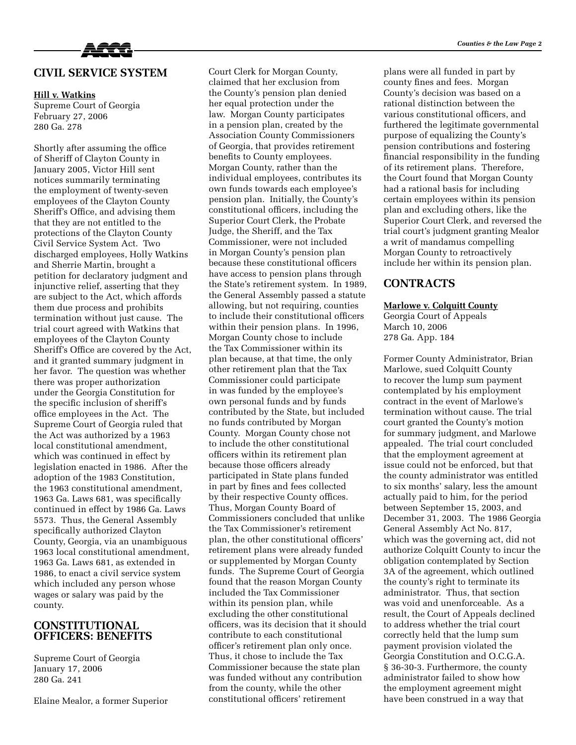## CIVIL SERVICE SYSTEM

**Hill v. Watkins**
Supreme Court of Georgia
February 27, 2006
280 Ga. 278

Shortly after assuming the office of Sheriff of Clayton County in January 2005, Victor Hill sent notices summarily terminating the employment of twenty-seven employees of the Clayton County Sheriff's Office, and advising them that they are not entitled to the protections of the Clayton County Civil Service System Act. Two discharged employees, Holly Watkins and Sherrie Martin, brought a petition for declaratory judgment and injunctive relief, asserting that they are subject to the Act, which affords them due process and prohibits termination without just cause. The trial court agreed with Watkins that employees of the Clayton County Sheriff's Office are covered by the Act, and it granted summary judgment in her favor. The question was whether there was proper authorization under the Georgia Constitution for the specific inclusion of sheriff's office employees in the Act. The Supreme Court of Georgia ruled that the Act was authorized by a 1963 local constitutional amendment, which was continued in effect by legislation enacted in 1986. After the adoption of the 1983 Constitution, the 1963 constitutional amendment, 1963 Ga. Laws 681, was specifically continued in effect by 1986 Ga. Laws 5573. Thus, the General Assembly specifically authorized Clayton County, Georgia, via an unambiguous 1963 local constitutional amendment, 1963 Ga. Laws 681, as extended in 1986, to enact a civil service system which included any person whose wages or salary was paid by the county.

## CONSTITUTIONAL OFFICERS: BENEFITS

Supreme Court of Georgia
January 17, 2006
280 Ga. 241

Elaine Mealor, a former Superior Court Clerk for Morgan County, claimed that her exclusion from the County's pension plan denied her equal protection under the law. Morgan County participates in a pension plan, created by the Association County Commissioners of Georgia, that provides retirement benefits to County employees. Morgan County, rather than the individual employees, contributes its own funds towards each employee's pension plan. Initially, the County's constitutional officers, including the Superior Court Clerk, the Probate Judge, the Sheriff, and the Tax Commissioner, were not included in Morgan County's pension plan because these constitutional officers have access to pension plans through the State's retirement system. In 1989, the General Assembly passed a statute allowing, but not requiring, counties to include their constitutional officers within their pension plans. In 1996, Morgan County chose to include the Tax Commissioner within its plan because, at that time, the only other retirement plan that the Tax Commissioner could participate in was funded by the employee's own personal funds and by funds contributed by the State, but included no funds contributed by Morgan County. Morgan County chose not to include the other constitutional officers within its retirement plan because those officers already participated in State plans funded in part by fines and fees collected by their respective County offices. Thus, Morgan County Board of Commissioners concluded that unlike the Tax Commissioner's retirement plan, the other constitutional officers' retirement plans were already funded or supplemented by Morgan County funds. The Supreme Court of Georgia found that the reason Morgan County included the Tax Commissioner within its pension plan, while excluding the other constitutional officers, was its decision that it should contribute to each constitutional officer's retirement plan only once. Thus, it chose to include the Tax Commissioner because the state plan was funded without any contribution from the county, while the other constitutional officers' retirement plans were all funded in part by county fines and fees. Morgan County's decision was based on a rational distinction between the various constitutional officers, and furthered the legitimate governmental purpose of equalizing the County's pension contributions and fostering financial responsibility in the funding of its retirement plans. Therefore, the Court found that Morgan County had a rational basis for including certain employees within its pension plan and excluding others, like the Superior Court Clerk, and reversed the trial court's judgment granting Mealor a writ of mandamus compelling Morgan County to retroactively include her within its pension plan.

## CONTRACTS

**Marlowe v. Colquitt County**
Georgia Court of Appeals
March 10, 2006
278 Ga. App. 184

Former County Administrator, Brian Marlowe, sued Colquitt County to recover the lump sum payment contemplated by his employment contract in the event of Marlowe's termination without cause. The trial court granted the County's motion for summary judgment, and Marlowe appealed. The trial court concluded that the employment agreement at issue could not be enforced, but that the county administrator was entitled to six months' salary, less the amount actually paid to him, for the period between September 15, 2003, and December 31, 2003. The 1986 Georgia General Assembly Act No. 817, which was the governing act, did not authorize Colquitt County to incur the obligation contemplated by Section 3A of the agreement, which outlined the county's right to terminate its administrator. Thus, that section was void and unenforceable. As a result, the Court of Appeals declined to address whether the trial court correctly held that the lump sum payment provision violated the Georgia Constitution and O.C.G.A. § 36-30-3. Furthermore, the county administrator failed to show how the employment agreement might have been construed in a way that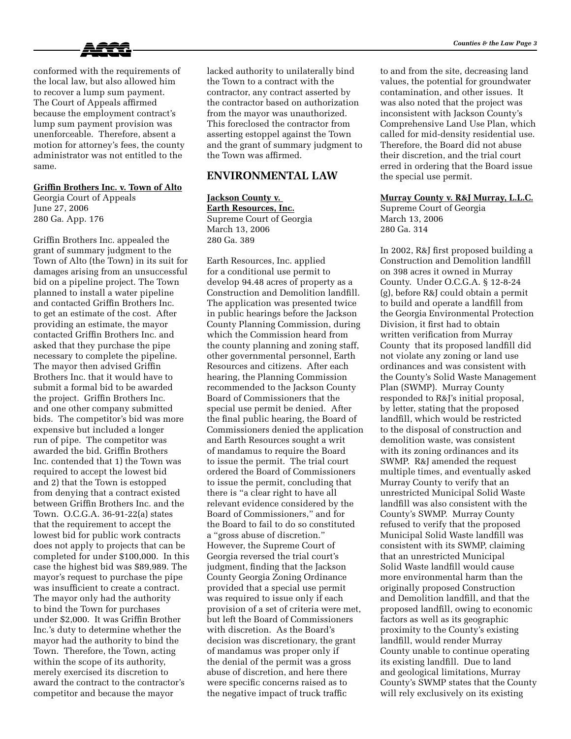conformed with the requirements of the local law, but also allowed him to recover a lump sum payment. The Court of Appeals affirmed because the employment contract's lump sum payment provision was unenforceable. Therefore, absent a motion for attorney's fees, the county administrator was not entitled to the same.

**Griffin Brothers Inc. v. Town of Alto**
Georgia Court of Appeals
June 27, 2006
280 Ga. App. 176

Griffin Brothers Inc. appealed the grant of summary judgment to the Town of Alto (the Town) in its suit for damages arising from an unsuccessful bid on a pipeline project. The Town planned to install a water pipeline and contacted Griffin Brothers Inc. to get an estimate of the cost. After providing an estimate, the mayor contacted Griffin Brothers Inc. and asked that they purchase the pipe necessary to complete the pipeline. The mayor then advised Griffin Brothers Inc. that it would have to submit a formal bid to be awarded the project. Griffin Brothers Inc. and one other company submitted bids. The competitor's bid was more expensive but included a longer run of pipe. The competitor was awarded the bid. Griffin Brothers Inc. contended that 1) the Town was required to accept the lowest bid and 2) that the Town is estopped from denying that a contract existed between Griffin Brothers Inc. and the Town. O.C.G.A. 36-91-22(a) states that the requirement to accept the lowest bid for public work contracts does not apply to projects that can be completed for under $100,000. In this case the highest bid was $89,989. The mayor's request to purchase the pipe was insufficient to create a contract. The mayor only had the authority to bind the Town for purchases under $2,000. It was Griffin Brother Inc.'s duty to determine whether the mayor had the authority to bind the Town. Therefore, the Town, acting within the scope of its authority, merely exercised its discretion to award the contract to the contractor's competitor and because the mayor lacked authority to unilaterally bind the Town to a contract with the contractor, any contract asserted by the contractor based on authorization from the mayor was unauthorized. This foreclosed the contractor from asserting estoppel against the Town and the grant of summary judgment to the Town was affirmed.

## ENVIRONMENTAL LAW

**Jackson County v. Earth Resources, Inc.**
Supreme Court of Georgia
March 13, 2006
280 Ga. 389

Earth Resources, Inc. applied for a conditional use permit to develop 94.48 acres of property as a Construction and Demolition landfill. The application was presented twice in public hearings before the Jackson County Planning Commission, during which the Commission heard from the county planning and zoning staff, other governmental personnel, Earth Resources and citizens. After each hearing, the Planning Commission recommended to the Jackson County Board of Commissioners that the special use permit be denied. After the final public hearing, the Board of Commissioners denied the application and Earth Resources sought a writ of mandamus to require the Board to issue the permit. The trial court ordered the Board of Commissioners to issue the permit, concluding that there is "a clear right to have all relevant evidence considered by the Board of Commissioners," and for the Board to fail to do so constituted a "gross abuse of discretion." However, the Supreme Court of Georgia reversed the trial court's judgment, finding that the Jackson County Georgia Zoning Ordinance provided that a special use permit was required to issue only if each provision of a set of criteria were met, but left the Board of Commissioners with discretion. As the Board's decision was discretionary, the grant of mandamus was proper only if the denial of the permit was a gross abuse of discretion, and here there were specific concerns raised as to the negative impact of truck traffic to and from the site, decreasing land values, the potential for groundwater contamination, and other issues. It was also noted that the project was inconsistent with Jackson County's Comprehensive Land Use Plan, which called for mid-density residential use. Therefore, the Board did not abuse their discretion, and the trial court erred in ordering that the Board issue the special use permit.

**Murray County v. R&J Murray, L.L.C.**
Supreme Court of Georgia
March 13, 2006
280 Ga. 314

In 2002, R&J first proposed building a Construction and Demolition landfill on 398 acres it owned in Murray County. Under O.C.G.A. § 12-8-24 (g), before R&J could obtain a permit to build and operate a landfill from the Georgia Environmental Protection Division, it first had to obtain written verification from Murray County that its proposed landfill did not violate any zoning or land use ordinances and was consistent with the County's Solid Waste Management Plan (SWMP). Murray County responded to R&J's initial proposal, by letter, stating that the proposed landfill, which would be restricted to the disposal of construction and demolition waste, was consistent with its zoning ordinances and its SWMP. R&J amended the request multiple times, and eventually asked Murray County to verify that an unrestricted Municipal Solid Waste landfill was also consistent with the County's SWMP. Murray County refused to verify that the proposed Municipal Solid Waste landfill was consistent with its SWMP, claiming that an unrestricted Municipal Solid Waste landfill would cause more environmental harm than the originally proposed Construction and Demolition landfill, and that the proposed landfill, owing to economic factors as well as its geographic proximity to the County's existing landfill, would render Murray County unable to continue operating its existing landfill. Due to land and geological limitations, Murray County's SWMP states that the County will rely exclusively on its existing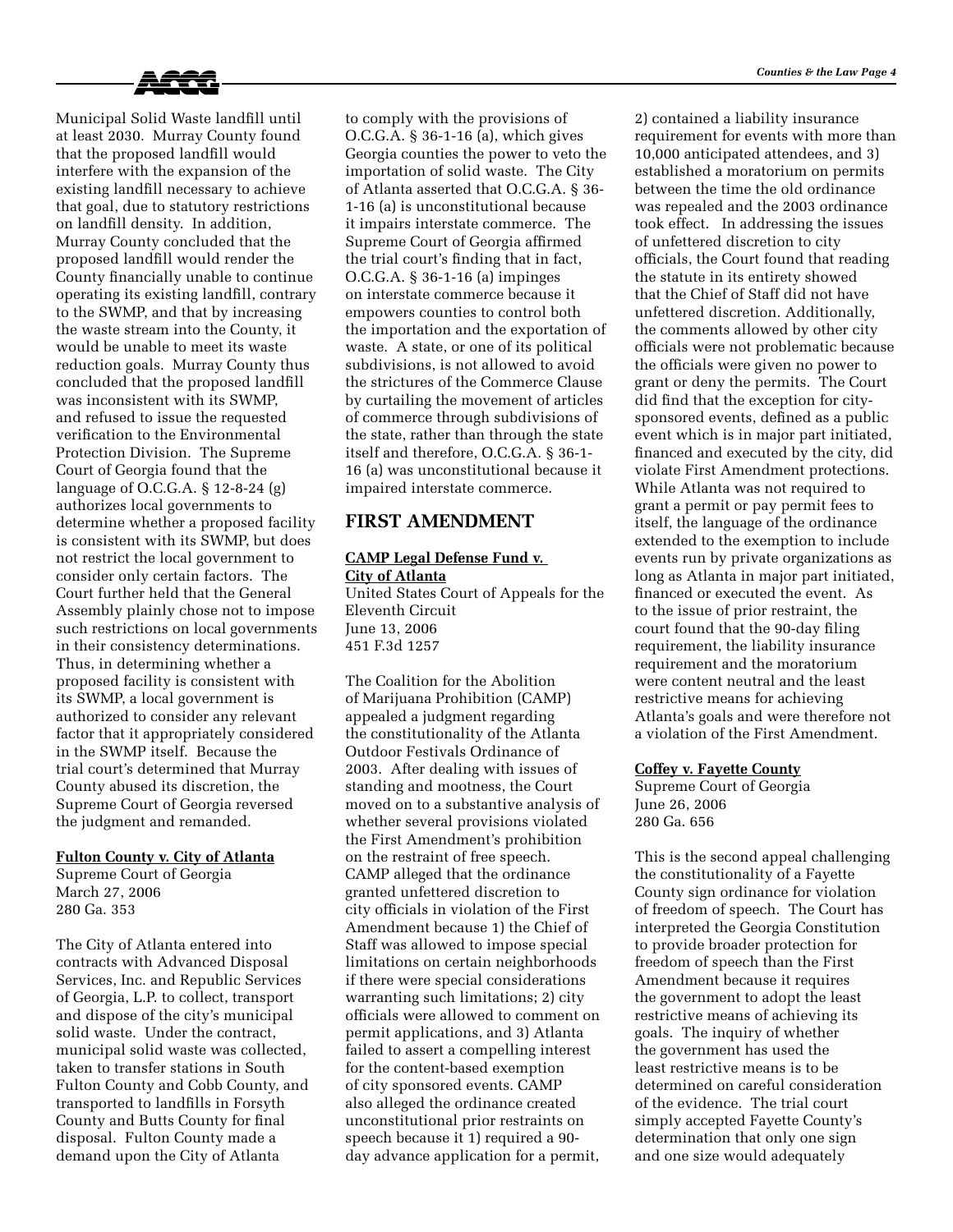Municipal Solid Waste landfill until at least 2030. Murray County found that the proposed landfill would interfere with the expansion of the existing landfill necessary to achieve that goal, due to statutory restrictions on landfill density. In addition, Murray County concluded that the proposed landfill would render the County financially unable to continue operating its existing landfill, contrary to the SWMP, and that by increasing the waste stream into the County, it would be unable to meet its waste reduction goals. Murray County thus concluded that the proposed landfill was inconsistent with its SWMP, and refused to issue the requested verification to the Environmental Protection Division. The Supreme Court of Georgia found that the language of O.C.G.A. § 12-8-24 (g) authorizes local governments to determine whether a proposed facility is consistent with its SWMP, but does not restrict the local government to consider only certain factors. The Court further held that the General Assembly plainly chose not to impose such restrictions on local governments in their consistency determinations. Thus, in determining whether a proposed facility is consistent with its SWMP, a local government is authorized to consider any relevant factor that it appropriately considered in the SWMP itself. Because the trial court's determined that Murray County abused its discretion, the Supreme Court of Georgia reversed the judgment and remanded.

**Fulton County v. City of Atlanta**
Supreme Court of Georgia
March 27, 2006
280 Ga. 353

The City of Atlanta entered into contracts with Advanced Disposal Services, Inc. and Republic Services of Georgia, L.P. to collect, transport and dispose of the city's municipal solid waste. Under the contract, municipal solid waste was collected, taken to transfer stations in South Fulton County and Cobb County, and transported to landfills in Forsyth County and Butts County for final disposal. Fulton County made a demand upon the City of Atlanta to comply with the provisions of O.C.G.A. § 36-1-16 (a), which gives Georgia counties the power to veto the importation of solid waste. The City of Atlanta asserted that O.C.G.A. § 36-1-16 (a) is unconstitutional because it impairs interstate commerce. The Supreme Court of Georgia affirmed the trial court's finding that in fact, O.C.G.A. § 36-1-16 (a) impinges on interstate commerce because it empowers counties to control both the importation and the exportation of waste. A state, or one of its political subdivisions, is not allowed to avoid the strictures of the Commerce Clause by curtailing the movement of articles of commerce through subdivisions of the state, rather than through the state itself and therefore, O.C.G.A. § 36-1-16 (a) was unconstitutional because it impaired interstate commerce.

## FIRST AMENDMENT

**CAMP Legal Defense Fund v. City of Atlanta**
United States Court of Appeals for the Eleventh Circuit
June 13, 2006
451 F.3d 1257

The Coalition for the Abolition of Marijuana Prohibition (CAMP) appealed a judgment regarding the constitutionality of the Atlanta Outdoor Festivals Ordinance of 2003. After dealing with issues of standing and mootness, the Court moved on to a substantive analysis of whether several provisions violated the First Amendment's prohibition on the restraint of free speech. CAMP alleged that the ordinance granted unfettered discretion to city officials in violation of the First Amendment because 1) the Chief of Staff was allowed to impose special limitations on certain neighborhoods if there were special considerations warranting such limitations; 2) city officials were allowed to comment on permit applications, and 3) Atlanta failed to assert a compelling interest for the content-based exemption of city sponsored events. CAMP also alleged the ordinance created unconstitutional prior restraints on speech because it 1) required a 90-day advance application for a permit, 2) contained a liability insurance requirement for events with more than 10,000 anticipated attendees, and 3) established a moratorium on permits between the time the old ordinance was repealed and the 2003 ordinance took effect. In addressing the issues of unfettered discretion to city officials, the Court found that reading the statute in its entirety showed that the Chief of Staff did not have unfettered discretion. Additionally, the comments allowed by other city officials were not problematic because the officials were given no power to grant or deny the permits. The Court did find that the exception for city-sponsored events, defined as a public event which is in major part initiated, financed and executed by the city, did violate First Amendment protections. While Atlanta was not required to grant a permit or pay permit fees to itself, the language of the ordinance extended to the exemption to include events run by private organizations as long as Atlanta in major part initiated, financed or executed the event. As to the issue of prior restraint, the court found that the 90-day filing requirement, the liability insurance requirement and the moratorium were content neutral and the least restrictive means for achieving Atlanta's goals and were therefore not a violation of the First Amendment.

**Coffey v. Fayette County**
Supreme Court of Georgia
June 26, 2006
280 Ga. 656

This is the second appeal challenging the constitutionality of a Fayette County sign ordinance for violation of freedom of speech. The Court has interpreted the Georgia Constitution to provide broader protection for freedom of speech than the First Amendment because it requires the government to adopt the least restrictive means of achieving its goals. The inquiry of whether the government has used the least restrictive means is to be determined on careful consideration of the evidence. The trial court simply accepted Fayette County's determination that only one sign and one size would adequately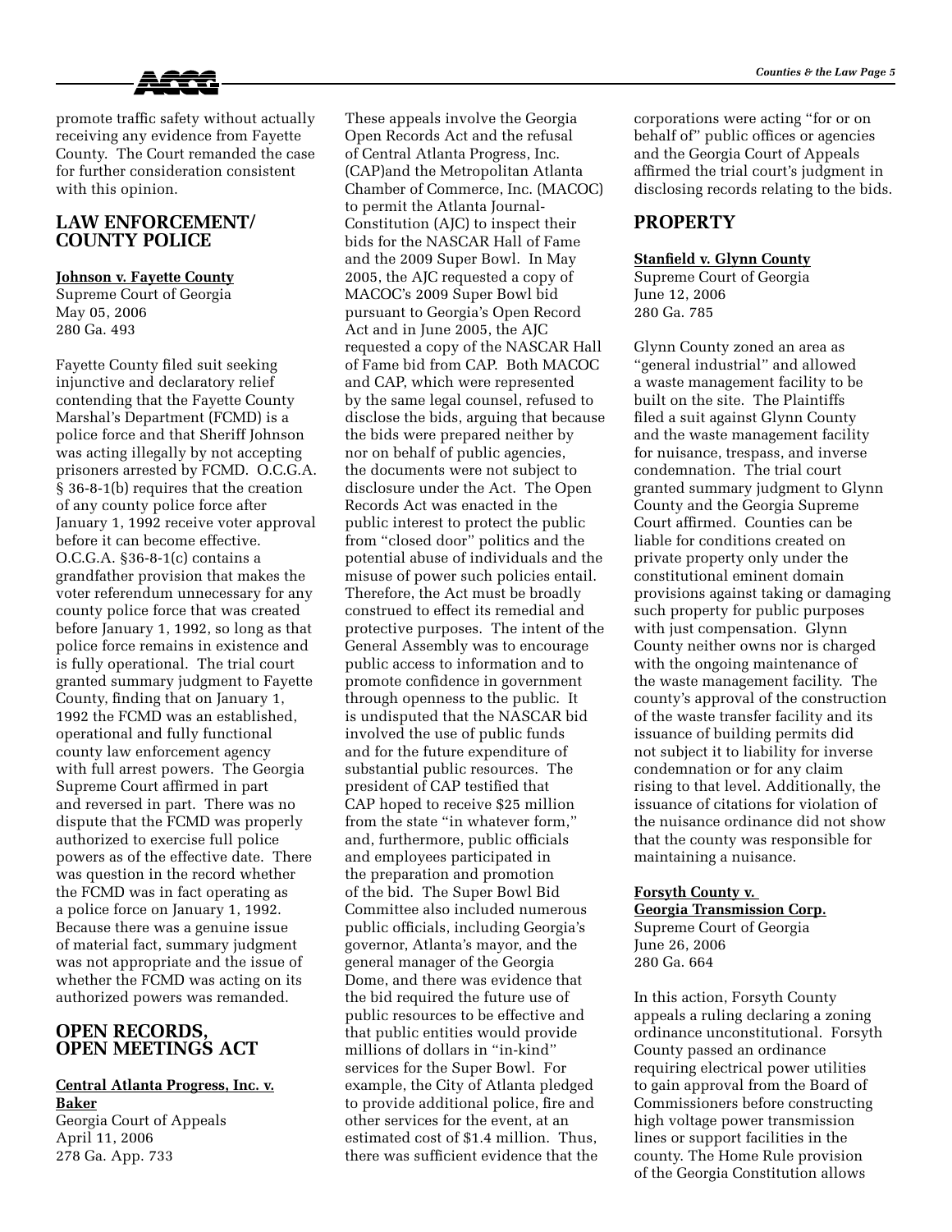promote traffic safety without actually receiving any evidence from Fayette County. The Court remanded the case for further consideration consistent with this opinion.

## LAW ENFORCEMENT/ COUNTY POLICE

**Johnson v. Fayette County**
Supreme Court of Georgia
May 05, 2006
280 Ga. 493

Fayette County filed suit seeking injunctive and declaratory relief contending that the Fayette County Marshal's Department (FCMD) is a police force and that Sheriff Johnson was acting illegally by not accepting prisoners arrested by FCMD. O.C.G.A. § 36-8-1(b) requires that the creation of any county police force after January 1, 1992 receive voter approval before it can become effective. O.C.G.A. §36-8-1(c) contains a grandfather provision that makes the voter referendum unnecessary for any county police force that was created before January 1, 1992, so long as that police force remains in existence and is fully operational. The trial court granted summary judgment to Fayette County, finding that on January 1, 1992 the FCMD was an established, operational and fully functional county law enforcement agency with full arrest powers. The Georgia Supreme Court affirmed in part and reversed in part. There was no dispute that the FCMD was properly authorized to exercise full police powers as of the effective date. There was question in the record whether the FCMD was in fact operating as a police force on January 1, 1992. Because there was a genuine issue of material fact, summary judgment was not appropriate and the issue of whether the FCMD was acting on its authorized powers was remanded.

## OPEN RECORDS, OPEN MEETINGS ACT

**Central Atlanta Progress, Inc. v. Baker**
Georgia Court of Appeals
April 11, 2006
278 Ga. App. 733

These appeals involve the Georgia Open Records Act and the refusal of Central Atlanta Progress, Inc. (CAP)and the Metropolitan Atlanta Chamber of Commerce, Inc. (MACOC) to permit the Atlanta Journal-Constitution (AJC) to inspect their bids for the NASCAR Hall of Fame and the 2009 Super Bowl. In May 2005, the AJC requested a copy of MACOC's 2009 Super Bowl bid pursuant to Georgia's Open Record Act and in June 2005, the AJC requested a copy of the NASCAR Hall of Fame bid from CAP. Both MACOC and CAP, which were represented by the same legal counsel, refused to disclose the bids, arguing that because the bids were prepared neither by nor on behalf of public agencies, the documents were not subject to disclosure under the Act. The Open Records Act was enacted in the public interest to protect the public from "closed door" politics and the potential abuse of individuals and the misuse of power such policies entail. Therefore, the Act must be broadly construed to effect its remedial and protective purposes. The intent of the General Assembly was to encourage public access to information and to promote confidence in government through openness to the public. It is undisputed that the NASCAR bid involved the use of public funds and for the future expenditure of substantial public resources. The president of CAP testified that CAP hoped to receive $25 million from the state "in whatever form," and, furthermore, public officials and employees participated in the preparation and promotion of the bid. The Super Bowl Bid Committee also included numerous public officials, including Georgia's governor, Atlanta's mayor, and the general manager of the Georgia Dome, and there was evidence that the bid required the future use of public resources to be effective and that public entities would provide millions of dollars in "in-kind" services for the Super Bowl. For example, the City of Atlanta pledged to provide additional police, fire and other services for the event, at an estimated cost of $1.4 million. Thus, there was sufficient evidence that the corporations were acting "for or on behalf of" public offices or agencies and the Georgia Court of Appeals affirmed the trial court's judgment in disclosing records relating to the bids.

## PROPERTY

**Stanfield v. Glynn County**
Supreme Court of Georgia
June 12, 2006
280 Ga. 785

Glynn County zoned an area as "general industrial" and allowed a waste management facility to be built on the site. The Plaintiffs filed a suit against Glynn County and the waste management facility for nuisance, trespass, and inverse condemnation. The trial court granted summary judgment to Glynn County and the Georgia Supreme Court affirmed. Counties can be liable for conditions created on private property only under the constitutional eminent domain provisions against taking or damaging such property for public purposes with just compensation. Glynn County neither owns nor is charged with the ongoing maintenance of the waste management facility. The county's approval of the construction of the waste transfer facility and its issuance of building permits did not subject it to liability for inverse condemnation or for any claim rising to that level. Additionally, the issuance of citations for violation of the nuisance ordinance did not show that the county was responsible for maintaining a nuisance.

**Forsyth County v. Georgia Transmission Corp.**
Supreme Court of Georgia
June 26, 2006
280 Ga. 664

In this action, Forsyth County appeals a ruling declaring a zoning ordinance unconstitutional. Forsyth County passed an ordinance requiring electrical power utilities to gain approval from the Board of Commissioners before constructing high voltage power transmission lines or support facilities in the county. The Home Rule provision of the Georgia Constitution allows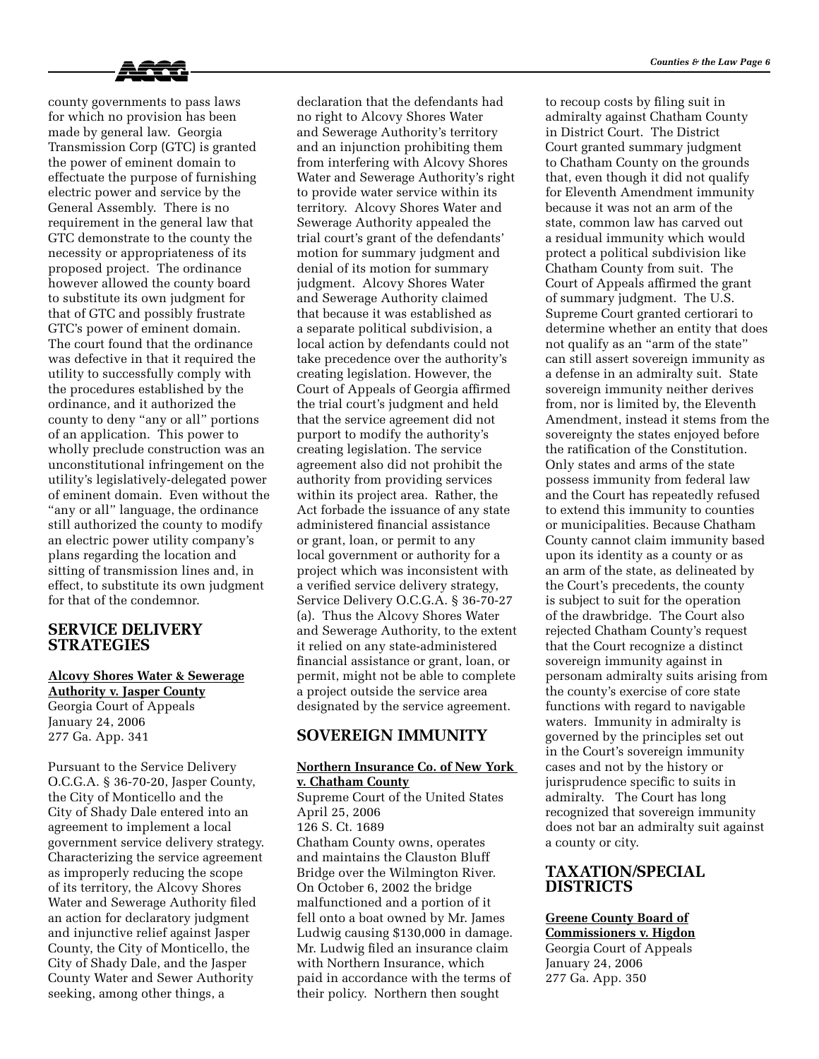county governments to pass laws for which no provision has been made by general law. Georgia Transmission Corp (GTC) is granted the power of eminent domain to effectuate the purpose of furnishing electric power and service by the General Assembly. There is no requirement in the general law that GTC demonstrate to the county the necessity or appropriateness of its proposed project. The ordinance however allowed the county board to substitute its own judgment for that of GTC and possibly frustrate GTC's power of eminent domain. The court found that the ordinance was defective in that it required the utility to successfully comply with the procedures established by the ordinance, and it authorized the county to deny "any or all" portions of an application. This power to wholly preclude construction was an unconstitutional infringement on the utility's legislatively-delegated power of eminent domain. Even without the "any or all" language, the ordinance still authorized the county to modify an electric power utility company's plans regarding the location and sitting of transmission lines and, in effect, to substitute its own judgment for that of the condemnor.

## SERVICE DELIVERY STRATEGIES

**Alcovy Shores Water & Sewerage Authority v. Jasper County**
Georgia Court of Appeals
January 24, 2006
277 Ga. App. 341

Pursuant to the Service Delivery O.C.G.A. § 36-70-20, Jasper County, the City of Monticello and the City of Shady Dale entered into an agreement to implement a local government service delivery strategy. Characterizing the service agreement as improperly reducing the scope of its territory, the Alcovy Shores Water and Sewerage Authority filed an action for declaratory judgment and injunctive relief against Jasper County, the City of Monticello, the City of Shady Dale, and the Jasper County Water and Sewer Authority seeking, among other things, a declaration that the defendants had no right to Alcovy Shores Water and Sewerage Authority's territory and an injunction prohibiting them from interfering with Alcovy Shores Water and Sewerage Authority's right to provide water service within its territory. Alcovy Shores Water and Sewerage Authority appealed the trial court's grant of the defendants' motion for summary judgment and denial of its motion for summary judgment. Alcovy Shores Water and Sewerage Authority claimed that because it was established as a separate political subdivision, a local action by defendants could not take precedence over the authority's creating legislation. However, the Court of Appeals of Georgia affirmed the trial court's judgment and held that the service agreement did not purport to modify the authority's creating legislation. The service agreement also did not prohibit the authority from providing services within its project area. Rather, the Act forbade the issuance of any state administered financial assistance or grant, loan, or permit to any local government or authority for a project which was inconsistent with a verified service delivery strategy, Service Delivery O.C.G.A. § 36-70-27 (a). Thus the Alcovy Shores Water and Sewerage Authority, to the extent it relied on any state-administered financial assistance or grant, loan, or permit, might not be able to complete a project outside the service area designated by the service agreement.

## SOVEREIGN IMMUNITY

**Northern Insurance Co. of New York v. Chatham County**
Supreme Court of the United States
April 25, 2006
126 S. Ct. 1689

Chatham County owns, operates and maintains the Clauston Bluff Bridge over the Wilmington River. On October 6, 2002 the bridge malfunctioned and a portion of it fell onto a boat owned by Mr. James Ludwig causing $130,000 in damage. Mr. Ludwig filed an insurance claim with Northern Insurance, which paid in accordance with the terms of their policy. Northern then sought to recoup costs by filing suit in admiralty against Chatham County in District Court. The District Court granted summary judgment to Chatham County on the grounds that, even though it did not qualify for Eleventh Amendment immunity because it was not an arm of the state, common law has carved out a residual immunity which would protect a political subdivision like Chatham County from suit. The Court of Appeals affirmed the grant of summary judgment. The U.S. Supreme Court granted certiorari to determine whether an entity that does not qualify as an "arm of the state" can still assert sovereign immunity as a defense in an admiralty suit. State sovereign immunity neither derives from, nor is limited by, the Eleventh Amendment, instead it stems from the sovereignty the states enjoyed before the ratification of the Constitution. Only states and arms of the state possess immunity from federal law and the Court has repeatedly refused to extend this immunity to counties or municipalities. Because Chatham County cannot claim immunity based upon its identity as a county or as an arm of the state, as delineated by the Court's precedents, the county is subject to suit for the operation of the drawbridge. The Court also rejected Chatham County's request that the Court recognize a distinct sovereign immunity against in personam admiralty suits arising from the county's exercise of core state functions with regard to navigable waters. Immunity in admiralty is governed by the principles set out in the Court's sovereign immunity cases and not by the history or jurisprudence specific to suits in admiralty. The Court has long recognized that sovereign immunity does not bar an admiralty suit against a county or city.

## TAXATION/SPECIAL DISTRICTS

**Greene County Board of Commissioners v. Higdon**
Georgia Court of Appeals
January 24, 2006
277 Ga. App. 350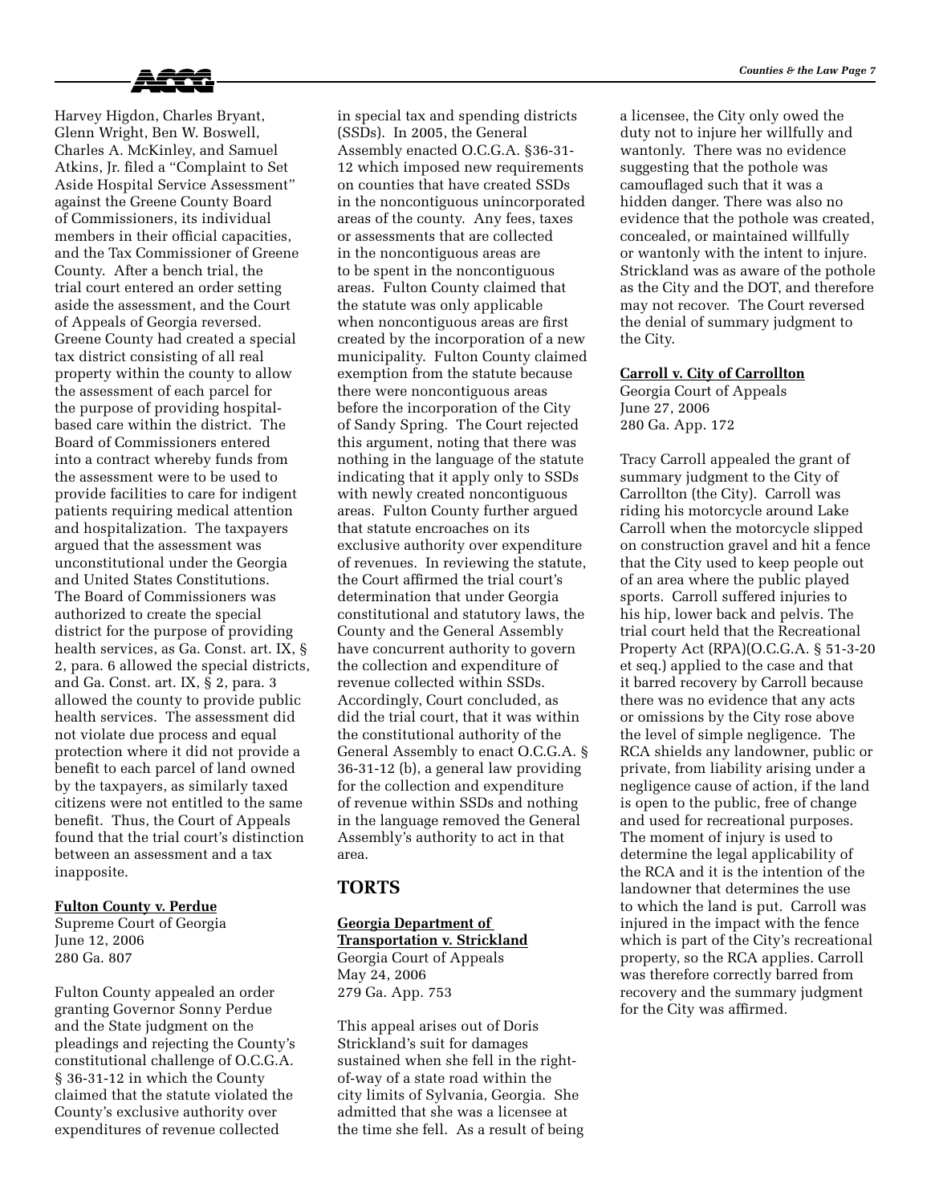Harvey Higdon, Charles Bryant, Glenn Wright, Ben W. Boswell, Charles A. McKinley, and Samuel Atkins, Jr. filed a "Complaint to Set Aside Hospital Service Assessment" against the Greene County Board of Commissioners, its individual members in their official capacities, and the Tax Commissioner of Greene County. After a bench trial, the trial court entered an order setting aside the assessment, and the Court of Appeals of Georgia reversed. Greene County had created a special tax district consisting of all real property within the county to allow the assessment of each parcel for the purpose of providing hospital-based care within the district. The Board of Commissioners entered into a contract whereby funds from the assessment were to be used to provide facilities to care for indigent patients requiring medical attention and hospitalization. The taxpayers argued that the assessment was unconstitutional under the Georgia and United States Constitutions. The Board of Commissioners was authorized to create the special district for the purpose of providing health services, as Ga. Const. art. IX, § 2, para. 6 allowed the special districts, and Ga. Const. art. IX, § 2, para. 3 allowed the county to provide public health services. The assessment did not violate due process and equal protection where it did not provide a benefit to each parcel of land owned by the taxpayers, as similarly taxed citizens were not entitled to the same benefit. Thus, the Court of Appeals found that the trial court's distinction between an assessment and a tax inapposite.

**Fulton County v. Perdue**
Supreme Court of Georgia
June 12, 2006
280 Ga. 807

Fulton County appealed an order granting Governor Sonny Perdue and the State judgment on the pleadings and rejecting the County's constitutional challenge of O.C.G.A. § 36-31-12 in which the County claimed that the statute violated the County's exclusive authority over expenditures of revenue collected in special tax and spending districts (SSDs). In 2005, the General Assembly enacted O.C.G.A. §36-31-12 which imposed new requirements on counties that have created SSDs in the noncontiguous unincorporated areas of the county. Any fees, taxes or assessments that are collected in the noncontiguous areas are to be spent in the noncontiguous areas. Fulton County claimed that the statute was only applicable when noncontiguous areas are first created by the incorporation of a new municipality. Fulton County claimed exemption from the statute because there were noncontiguous areas before the incorporation of the City of Sandy Spring. The Court rejected this argument, noting that there was nothing in the language of the statute indicating that it apply only to SSDs with newly created noncontiguous areas. Fulton County further argued that statute encroaches on its exclusive authority over expenditure of revenues. In reviewing the statute, the Court affirmed the trial court's determination that under Georgia constitutional and statutory laws, the County and the General Assembly have concurrent authority to govern the collection and expenditure of revenue collected within SSDs. Accordingly, Court concluded, as did the trial court, that it was within the constitutional authority of the General Assembly to enact O.C.G.A. § 36-31-12 (b), a general law providing for the collection and expenditure of revenue within SSDs and nothing in the language removed the General Assembly's authority to act in that area.

## TORTS

**Georgia Department of Transportation v. Strickland**
Georgia Court of Appeals
May 24, 2006
279 Ga. App. 753

This appeal arises out of Doris Strickland's suit for damages sustained when she fell in the right-of-way of a state road within the city limits of Sylvania, Georgia. She admitted that she was a licensee at the time she fell. As a result of being a licensee, the City only owed the duty not to injure her willfully and wantonly. There was no evidence suggesting that the pothole was camouflaged such that it was a hidden danger. There was also no evidence that the pothole was created, concealed, or maintained willfully or wantonly with the intent to injure. Strickland was as aware of the pothole as the City and the DOT, and therefore may not recover. The Court reversed the denial of summary judgment to the City.

**Carroll v. City of Carrollton**
Georgia Court of Appeals
June 27, 2006
280 Ga. App. 172

Tracy Carroll appealed the grant of summary judgment to the City of Carrollton (the City). Carroll was riding his motorcycle around Lake Carroll when the motorcycle slipped on construction gravel and hit a fence that the City used to keep people out of an area where the public played sports. Carroll suffered injuries to his hip, lower back and pelvis. The trial court held that the Recreational Property Act (RPA)(O.C.G.A. § 51-3-20 et seq.) applied to the case and that it barred recovery by Carroll because there was no evidence that any acts or omissions by the City rose above the level of simple negligence. The RCA shields any landowner, public or private, from liability arising under a negligence cause of action, if the land is open to the public, free of change and used for recreational purposes. The moment of injury is used to determine the legal applicability of the RCA and it is the intention of the landowner that determines the use to which the land is put. Carroll was injured in the impact with the fence which is part of the City's recreational property, so the RCA applies. Carroll was therefore correctly barred from recovery and the summary judgment for the City was affirmed.